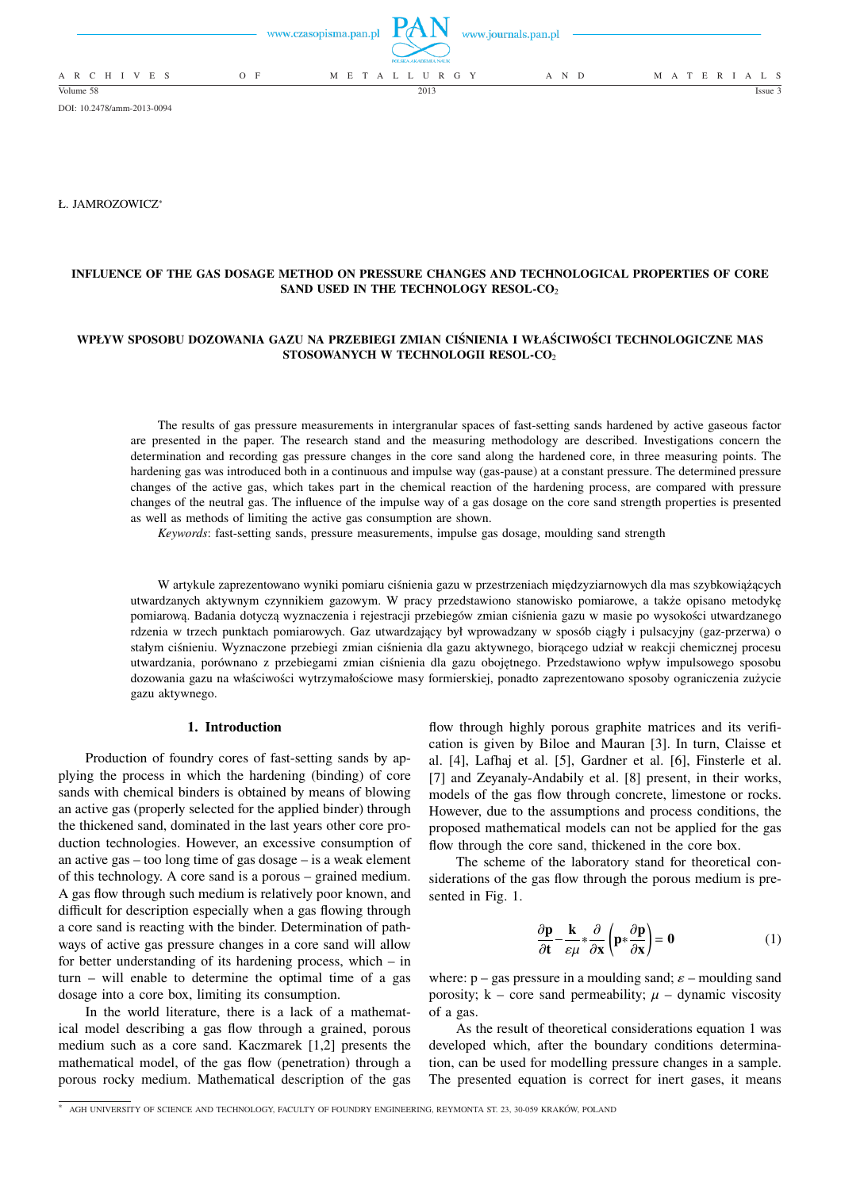DOI: 10.2478/amm-2013-0094

Ł. JAMROZOWICZ[*]

# INFLUENCE OF THE GAS DOSAGE METHOD ON PRESSURE CHANGES AND TECHNOLOGICAL PROPERTIES OF CORE SAND USED IN THE TECHNOLOGY RESOL-$CO_2$

# WPŁYW SPOSOBU DOZOWANIA GAZU NA PRZEBIEGI ZMIAN CIŚNIENIA I WŁAŚCIWOŚCI TECHNOLOGICZNE MAS STOSOWANYCH W TECHNOLOGII RESOL-$CO_2$

The results of gas pressure measurements in intergranular spaces of fast-setting sands hardened by active gaseous factor are presented in the paper. The research stand and the measuring methodology are described. Investigations concern the determination and recording gas pressure changes in the core sand along the hardened core, in three measuring points. The hardening gas was introduced both in a continuous and impulse way (gas-pause) at a constant pressure. The determined pressure changes of the active gas, which takes part in the chemical reaction of the hardening process, are compared with pressure changes of the neutral gas. The influence of the impulse way of a gas dosage on the core sand strength properties is presented as well as methods of limiting the active gas consumption are shown.

*Keywords*: fast-setting sands, pressure measurements, impulse gas dosage, moulding sand strength

W artykule zaprezentowano wyniki pomiaru ciśnienia gazu w przestrzeniach międzyziarnowych dla mas szybkowiążących utwardzanych aktywnym czynnikiem gazowym. W pracy przedstawiono stanowisko pomiarowe, a także opisano metodykę pomiarową. Badania dotyczą wyznaczenia i rejestracji przebiegów zmian ciśnienia gazu w masie po wysokości utwardzanego rdzenia w trzech punktach pomiarowych. Gaz utwardzający był wprowadzany w sposób ciągły i pulsacyjny (gaz-przerwa) o stałym ciśnieniu. Wyznaczone przebiegi zmian ciśnienia dla gazu aktywnego, biorącego udział w reakcji chemicznej procesu utwardzania, porównano z przebiegami zmian ciśnienia dla gazu obojętnego. Przedstawiono wpływ impulsowego sposobu dozowania gazu na właściwości wytrzymałościowe masy formierskiej, ponadto zaprezentowano sposoby ograniczenia zużycie gazu aktywnego.

## 1. Introduction

Production of foundry cores of fast-setting sands by applying the process in which the hardening (binding) of core sands with chemical binders is obtained by means of blowing an active gas (properly selected for the applied binder) through the thickened sand, dominated in the last years other core production technologies. However, an excessive consumption of an active gas – too long time of gas dosage – is a weak element of this technology. A core sand is a porous – grained medium. A gas flow through such medium is relatively poor known, and difficult for description especially when a gas flowing through a core sand is reacting with the binder. Determination of pathways of active gas pressure changes in a core sand will allow for better understanding of its hardening process, which – in turn – will enable to determine the optimal time of a gas dosage into a core box, limiting its consumption.

In the world literature, there is a lack of a mathematical model describing a gas flow through a grained, porous medium such as a core sand. Kaczmarek [1,2] presents the mathematical model, of the gas flow (penetration) through a porous rocky medium. Mathematical description of the gas flow through highly porous graphite matrices and its verification is given by Biloe and Mauran [3]. In turn, Claisse et al. [4], Lafhaj et al. [5], Gardner et al. [6], Finsterle et al. [7] and Zeyanaly-Andabily et al. [8] present, in their works, models of the gas flow through concrete, limestone or rocks. However, due to the assumptions and process conditions, the proposed mathematical models can not be applied for the gas flow through the core sand, thickened in the core box.

The scheme of the laboratory stand for theoretical considerations of the gas flow through the porous medium is presented in Fig. 1.

$$\frac{\partial \mathbf{p}}{\partial \mathbf{t}} - \frac{\mathbf{k}}{\varepsilon \mu} * \frac{\partial}{\partial \mathbf{x}} \left( \mathbf{p} * \frac{\partial \mathbf{p}}{\partial \mathbf{x}} \right) = \mathbf{0} \tag{1}$$

where: p – gas pressure in a moulding sand; $\varepsilon$ – moulding sand porosity; k – core sand permeability; $\mu$ – dynamic viscosity of a gas.

As the result of theoretical considerations equation 1 was developed which, after the boundary conditions determination, can be used for modelling pressure changes in a sample. The presented equation is correct for inert gases, it means

[*] AGH UNIVERSITY OF SCIENCE AND TECHNOLOGY, FACULTY OF FOUNDRY ENGINEERING, REYMONTA ST. 23, 30-059 KRAKÓW, POLAND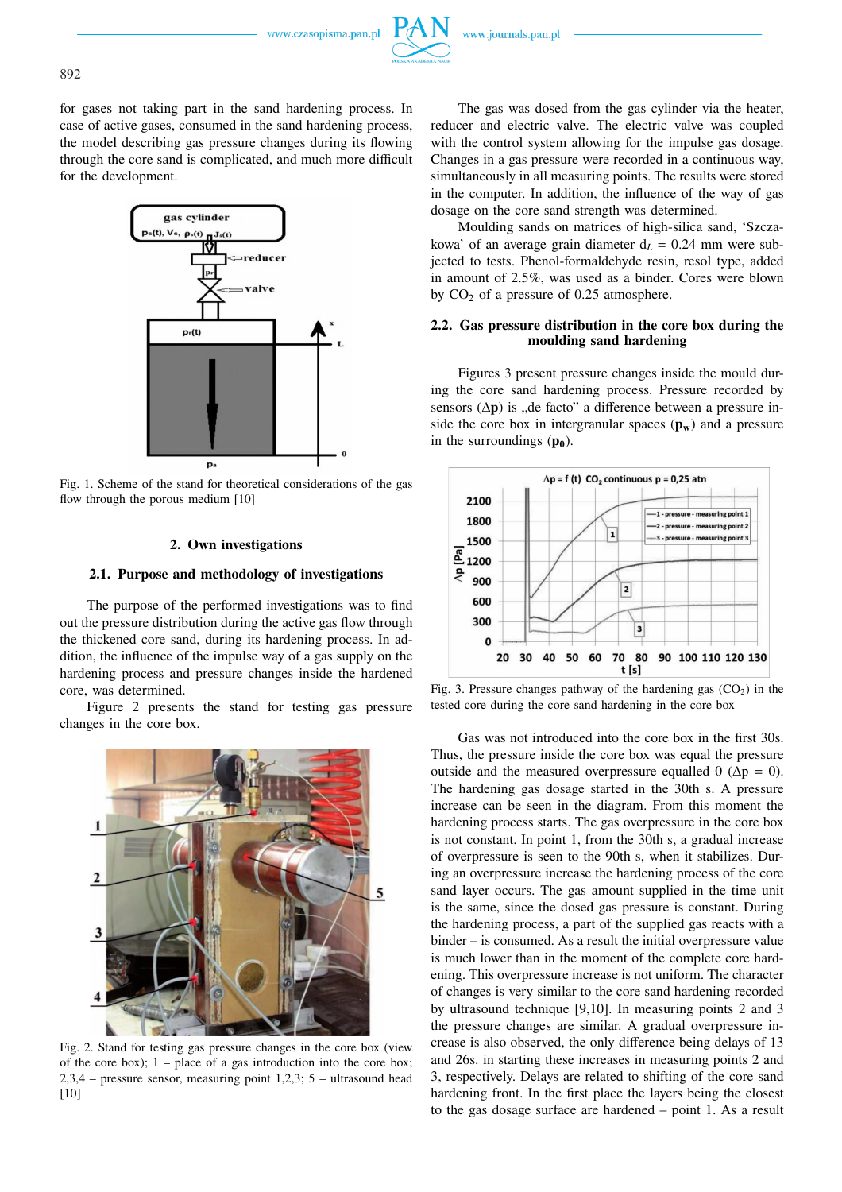for gases not taking part in the sand hardening process. In case of active gases, consumed in the sand hardening process, the model describing gas pressure changes during its flowing through the core sand is complicated, and much more difficult for the development.

Fig. 1. Scheme of the stand for theoretical considerations of the gas flow through the porous medium [10]

## 2. Own investigations

### 2.1. Purpose and methodology of investigations

The purpose of the performed investigations was to find out the pressure distribution during the active gas flow through the thickened core sand, during its hardening process. In addition, the influence of the impulse way of a gas supply on the hardening process and pressure changes inside the hardened core, was determined.

Figure 2 presents the stand for testing gas pressure changes in the core box.

Fig. 2. Stand for testing gas pressure changes in the core box (view of the core box); 1 – place of a gas introduction into the core box; 2,3,4 – pressure sensor, measuring point 1,2,3; 5 – ultrasound head [10]

The gas was dosed from the gas cylinder via the heater, reducer and electric valve. The electric valve was coupled with the control system allowing for the impulse gas dosage. Changes in a gas pressure were recorded in a continuous way, simultaneously in all measuring points. The results were stored in the computer. In addition, the influence of the way of gas dosage on the core sand strength was determined.

Moulding sands on matrices of high-silica sand, 'Szczakowa' of an average grain diameter $d_L$ = 0.24 mm were subjected to tests. Phenol-formaldehyde resin, resol type, added in amount of 2.5%, was used as a binder. Cores were blown by $CO_2$ of a pressure of 0.25 atmosphere.

### 2.2. Gas pressure distribution in the core box during the moulding sand hardening

Figures 3 present pressure changes inside the mould during the core sand hardening process. Pressure recorded by sensors (**Δp**) is „de facto" a difference between a pressure inside the core box in intergranular spaces ($\mathbf{p_w}$) and a pressure in the surroundings ($\mathbf{p_0}$).

Fig. 3. Pressure changes pathway of the hardening gas ($CO_2$) in the tested core during the core sand hardening in the core box

Gas was not introduced into the core box in the first 30s. Thus, the pressure inside the core box was equal the pressure outside and the measured overpressure equalled 0 (Δp = 0). The hardening gas dosage started in the 30th s. A pressure increase can be seen in the diagram. From this moment the hardening process starts. The gas overpressure in the core box is not constant. In point 1, from the 30th s, a gradual increase of overpressure is seen to the 90th s, when it stabilizes. During an overpressure increase the hardening process of the core sand layer occurs. The gas amount supplied in the time unit is the same, since the dosed gas pressure is constant. During the hardening process, a part of the supplied gas reacts with a binder – is consumed. As a result the initial overpressure value is much lower than in the moment of the complete core hardening. This overpressure increase is not uniform. The character of changes is very similar to the core sand hardening recorded by ultrasound technique [9,10]. In measuring points 2 and 3 the pressure changes are similar. A gradual overpressure increase is also observed, the only difference being delays of 13 and 26s. in starting these increases in measuring points 2 and 3, respectively. Delays are related to shifting of the core sand hardening front. In the first place the layers being the closest to the gas dosage surface are hardened – point 1. As a result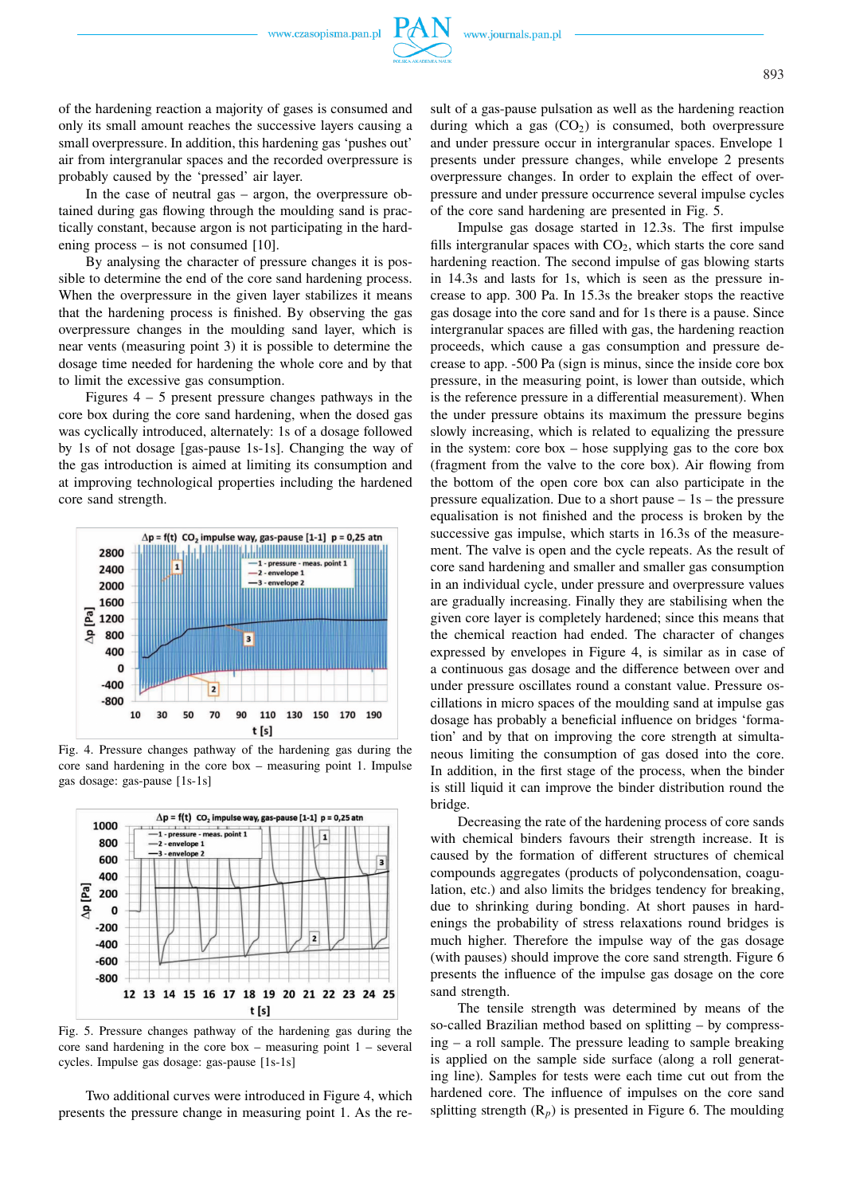of the hardening reaction a majority of gases is consumed and only its small amount reaches the successive layers causing a small overpressure. In addition, this hardening gas 'pushes out' air from intergranular spaces and the recorded overpressure is probably caused by the 'pressed' air layer.

In the case of neutral gas – argon, the overpressure obtained during gas flowing through the moulding sand is practically constant, because argon is not participating in the hardening process – is not consumed [10].

By analysing the character of pressure changes it is possible to determine the end of the core sand hardening process. When the overpressure in the given layer stabilizes it means that the hardening process is finished. By observing the gas overpressure changes in the moulding sand layer, which is near vents (measuring point 3) it is possible to determine the dosage time needed for hardening the whole core and by that to limit the excessive gas consumption.

Figures 4 – 5 present pressure changes pathways in the core box during the core sand hardening, when the dosed gas was cyclically introduced, alternately: 1s of a dosage followed by 1s of not dosage [gas-pause 1s-1s]. Changing the way of the gas introduction is aimed at limiting its consumption and at improving technological properties including the hardened core sand strength.

Δp = f(t) $CO_2$ impulse way, gas-pause [1-1] p = 0,25 atn

1 - pressure - meas. point 1
2 - envelope 1
3 - envelope 2

Δp [Pa]
2800
2400
2000
1600
1200
800
400
0
-400
-800

t [s]
10 30 50 70 90 110 130 150 170 190

Fig. 4. Pressure changes pathway of the hardening gas during the core sand hardening in the core box – measuring point 1. Impulse gas dosage: gas-pause [1s-1s]

Δp = f(t) $CO_2$ impulse way, gas-pause [1-1] p = 0,25 atn

1 - pressure - meas. point 1
2 - envelope 1
3 - envelope 2

Δp [Pa]
1000
800
600
400
200
0
-200
-400
-600
-800

t [s]
12 13 14 15 16 17 18 19 20 21 22 23 24 25

Fig. 5. Pressure changes pathway of the hardening gas during the core sand hardening in the core box – measuring point 1 – several cycles. Impulse gas dosage: gas-pause [1s-1s]

Two additional curves were introduced in Figure 4, which presents the pressure change in measuring point 1. As the result of a gas-pause pulsation as well as the hardening reaction during which a gas ($CO_2$) is consumed, both overpressure and under pressure occur in intergranular spaces. Envelope 1 presents under pressure changes, while envelope 2 presents overpressure changes. In order to explain the effect of overpressure and under pressure occurrence several impulse cycles of the core sand hardening are presented in Fig. 5.

Impulse gas dosage started in 12.3s. The first impulse fills intergranular spaces with $CO_2$, which starts the core sand hardening reaction. The second impulse of gas blowing starts in 14.3s and lasts for 1s, which is seen as the pressure increase to app. 300 Pa. In 15.3s the breaker stops the reactive gas dosage into the core sand and for 1s there is a pause. Since intergranular spaces are filled with gas, the hardening reaction proceeds, which cause a gas consumption and pressure decrease to app. -500 Pa (sign is minus, since the inside core box pressure, in the measuring point, is lower than outside, which is the reference pressure in a differential measurement). When the under pressure obtains its maximum the pressure begins slowly increasing, which is related to equalizing the pressure in the system: core box – hose supplying gas to the core box (fragment from the valve to the core box). Air flowing from the bottom of the open core box can also participate in the pressure equalization. Due to a short pause – 1s – the pressure equalisation is not finished and the process is broken by the successive gas impulse, which starts in 16.3s of the measurement. The valve is open and the cycle repeats. As the result of core sand hardening and smaller and smaller gas consumption in an individual cycle, under pressure and overpressure values are gradually increasing. Finally they are stabilising when the given core layer is completely hardened; since this means that the chemical reaction had ended. The character of changes expressed by envelopes in Figure 4, is similar as in case of a continuous gas dosage and the difference between over and under pressure oscillates round a constant value. Pressure oscillations in micro spaces of the moulding sand at impulse gas dosage has probably a beneficial influence on bridges 'formation' and by that on improving the core strength at simultaneous limiting the consumption of gas dosed into the core. In addition, in the first stage of the process, when the binder is still liquid it can improve the binder distribution round the bridge.

Decreasing the rate of the hardening process of core sands with chemical binders favours their strength increase. It is caused by the formation of different structures of chemical compounds aggregates (products of polycondensation, coagulation, etc.) and also limits the bridges tendency for breaking, due to shrinking during bonding. At short pauses in hardenings the probability of stress relaxations round bridges is much higher. Therefore the impulse way of the gas dosage (with pauses) should improve the core sand strength. Figure 6 presents the influence of the impulse gas dosage on the core sand strength.

The tensile strength was determined by means of the so-called Brazilian method based on splitting – by compressing – a roll sample. The pressure leading to sample breaking is applied on the sample side surface (along a roll generating line). Samples for tests were each time cut out from the hardened core. The influence of impulses on the core sand splitting strength ($R_p$) is presented in Figure 6. The moulding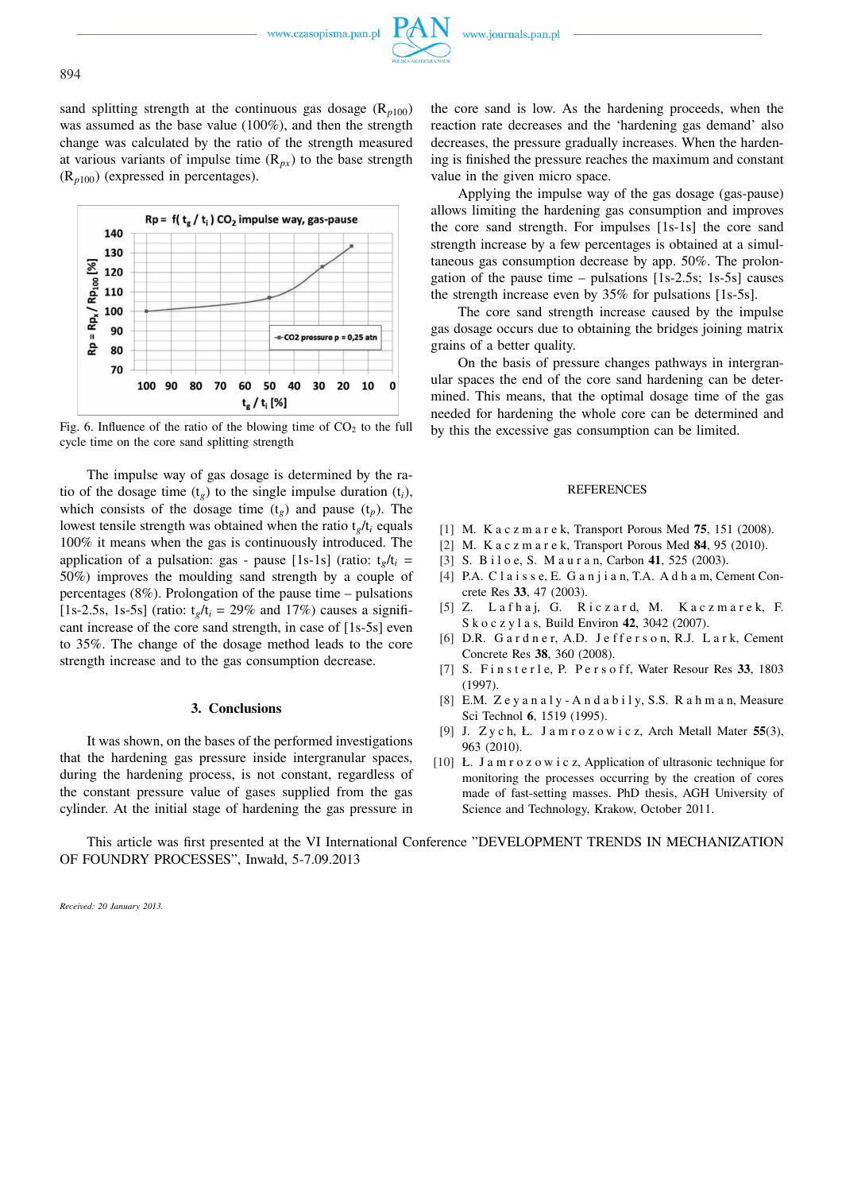sand splitting strength at the continuous gas dosage ($R_{p100}$) was assumed as the base value (100%), and then the strength change was calculated by the ratio of the strength measured at various variants of impulse time ($R_{px}$) to the base strength ($R_{p100}$) (expressed in percentages).

Rp = f( $t_g$ / $t_i$ ) $CO_2$ impulse way, gas-pause

140
130
120
110
100
90
80
70

Rp = $Rp_x$ / $Rp_{100}$ [%]

100 90 80 70 60 50 40 30 20 10 0

$t_g$ / $t_i$ [%]

CO2 pressure p = 0,25 atn

Fig. 6. Influence of the ratio of the blowing time of $CO_2$ to the full cycle time on the core sand splitting strength

The impulse way of gas dosage is determined by the ratio of the dosage time ($t_g$) to the single impulse duration ($t_i$), which consists of the dosage time ($t_g$) and pause ($t_p$). The lowest tensile strength was obtained when the ratio $t_g/t_i$ equals 100% it means when the gas is continuously introduced. The application of a pulsation: gas - pause [1s-1s] (ratio: $t_g/t_i$ = 50%) improves the moulding sand strength by a couple of percentages (8%). Prolongation of the pause time – pulsations [1s-2.5s, 1s-5s] (ratio: $t_g/t_i$ = 29% and 17%) causes a significant increase of the core sand strength, in case of [1s-5s] even to 35%. The change of the dosage method leads to the core strength increase and to the gas consumption decrease.

## 3. Conclusions

It was shown, on the bases of the performed investigations that the hardening gas pressure inside intergranular spaces, during the hardening process, is not constant, regardless of the constant pressure value of gases supplied from the gas cylinder. At the initial stage of hardening the gas pressure in the core sand is low. As the hardening proceeds, when the reaction rate decreases and the 'hardening gas demand' also decreases, the pressure gradually increases. When the hardening is finished the pressure reaches the maximum and constant value in the given micro space.

Applying the impulse way of the gas dosage (gas-pause) allows limiting the hardening gas consumption and improves the core sand strength. For impulses [1s-1s] the core sand strength increase by a few percentages is obtained at a simultaneous gas consumption decrease by app. 50%. The prolongation of the pause time – pulsations [1s-2.5s; 1s-5s] causes the strength increase even by 35% for pulsations [1s-5s].

The core sand strength increase caused by the impulse gas dosage occurs due to obtaining the bridges joining matrix grains of a better quality.

On the basis of pressure changes pathways in intergranular spaces the end of the core sand hardening can be determined. This means, that the optimal dosage time of the gas needed for hardening the whole core can be determined and by this the excessive gas consumption can be limited.

## REFERENCES

[1] M. Kaczmarek, Transport Porous Med **75**, 151 (2008).
[2] M. Kaczmarek, Transport Porous Med **84**, 95 (2010).
[3] S. Biloe, S. Mauran, Carbon **41**, 525 (2003).
[4] P.A. Claisse, E. Ganjian, T.A. Adham, Cement Concrete Res **33**, 47 (2003).
[5] Z. Lafhaj, G. Riczard, M. Kaczmarek, F. Skoczylas, Build Environ **42**, 3042 (2007).
[6] D.R. Gardner, A.D. Jefferson, R.J. Lark, Cement Concrete Res **38**, 360 (2008).
[7] S. Finsterle, P. Persoff, Water Resour Res **33**, 1803 (1997).
[8] E.M. Zeyanaly-Andabily, S.S. Rahman, Measure Sci Technol **6**, 1519 (1995).
[9] J. Zych, Ł. Jamrozowicz, Arch Metall Mater **55**(3), 963 (2010).
[10] Ł. Jamrozowicz, Application of ultrasonic technique for monitoring the processes occurring by the creation of cores made of fast-setting masses. PhD thesis, AGH University of Science and Technology, Krakow, October 2011.

This article was first presented at the VI International Conference "DEVELOPMENT TRENDS IN MECHANIZATION OF FOUNDRY PROCESSES", Inwałd, 5-7.09.2013

*Received: 20 January 2013.*